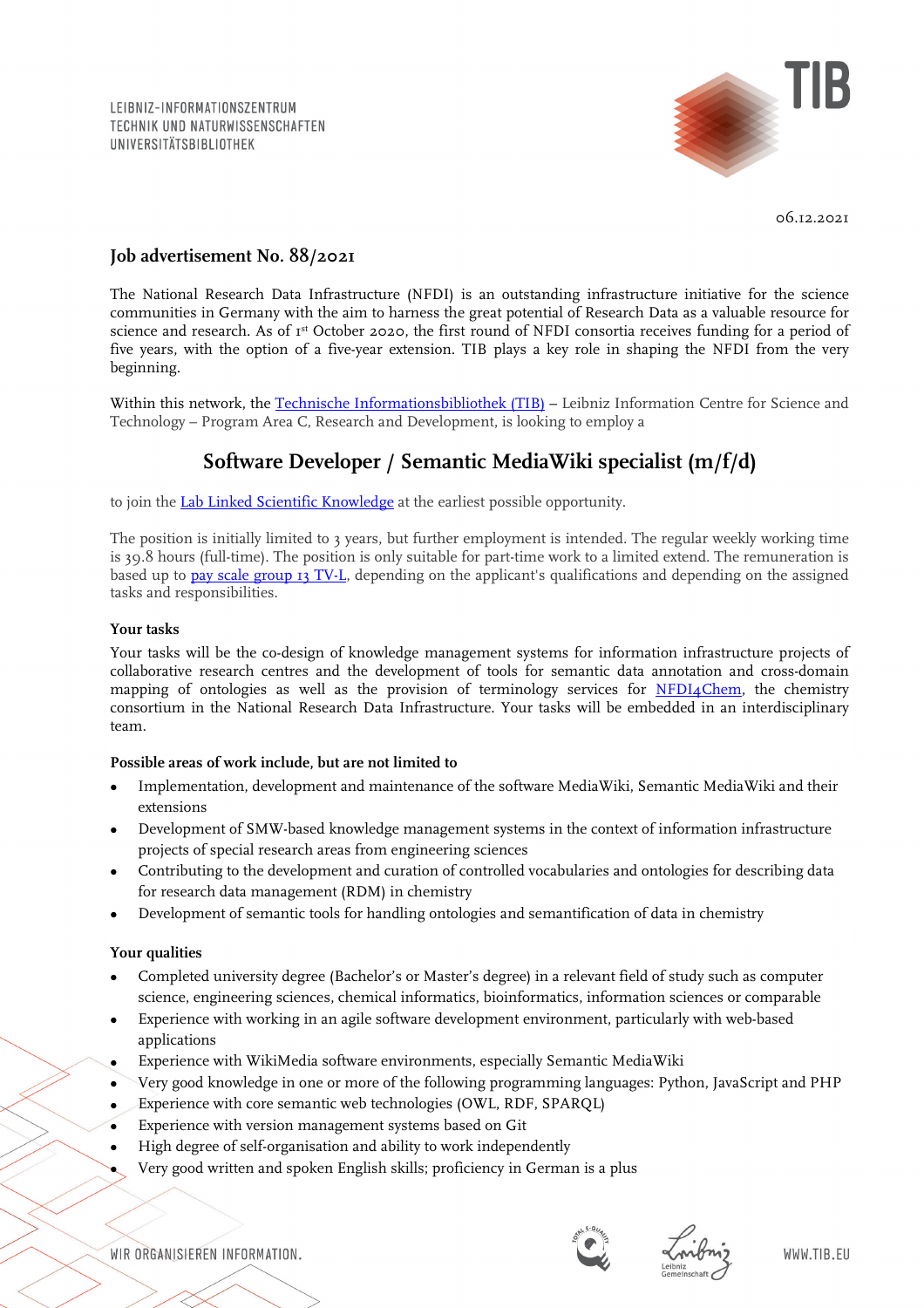LEIBNIZ-INFORMATIONSZENTRUM
TECHNIK UND NATURWISSENSCHAFTEN
UNIVERSITÄTSBIBLIOTHEK

06.12.2021

## Job advertisement No. 88/2021

The National Research Data Infrastructure (NFDI) is an outstanding infrastructure initiative for the science communities in Germany with the aim to harness the great potential of Research Data as a valuable resource for science and research. As of 1st October 2020, the first round of NFDI consortia receives funding for a period of five years, with the option of a five-year extension. TIB plays a key role in shaping the NFDI from the very beginning.

Within this network, the Technische Informationsbibliothek (TIB) – Leibniz Information Centre for Science and Technology – Program Area C, Research and Development, is looking to employ a

# Software Developer / Semantic MediaWiki specialist (m/f/d)

to join the Lab Linked Scientific Knowledge at the earliest possible opportunity.

The position is initially limited to 3 years, but further employment is intended. The regular weekly working time is 39.8 hours (full-time). The position is only suitable for part-time work to a limited extend. The remuneration is based up to pay scale group 13 TV-L, depending on the applicant's qualifications and depending on the assigned tasks and responsibilities.

**Your tasks**

Your tasks will be the co-design of knowledge management systems for information infrastructure projects of collaborative research centres and the development of tools for semantic data annotation and cross-domain mapping of ontologies as well as the provision of terminology services for NFDI4Chem, the chemistry consortium in the National Research Data Infrastructure. Your tasks will be embedded in an interdisciplinary team.

**Possible areas of work include, but are not limited to**

- Implementation, development and maintenance of the software MediaWiki, Semantic MediaWiki and their extensions
- Development of SMW-based knowledge management systems in the context of information infrastructure projects of special research areas from engineering sciences
- Contributing to the development and curation of controlled vocabularies and ontologies for describing data for research data management (RDM) in chemistry
- Development of semantic tools for handling ontologies and semantification of data in chemistry

**Your qualities**

- Completed university degree (Bachelor's or Master's degree) in a relevant field of study such as computer science, engineering sciences, chemical informatics, bioinformatics, information sciences or comparable
- Experience with working in an agile software development environment, particularly with web-based applications
- Experience with WikiMedia software environments, especially Semantic MediaWiki
- Very good knowledge in one or more of the following programming languages: Python, JavaScript and PHP
- Experience with core semantic web technologies (OWL, RDF, SPARQL)
- Experience with version management systems based on Git
- High degree of self-organisation and ability to work independently
- Very good written and spoken English skills; proficiency in German is a plus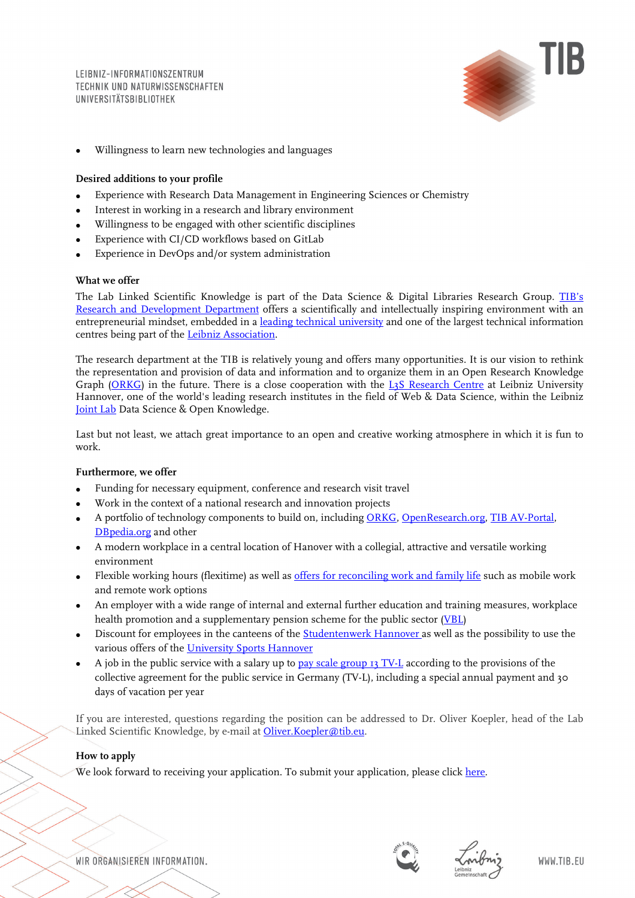- Willingness to learn new technologies and languages

**Desired additions to your profile**

- Experience with Research Data Management in Engineering Sciences or Chemistry
- Interest in working in a research and library environment
- Willingness to be engaged with other scientific disciplines
- Experience with CI/CD workflows based on GitLab
- Experience in DevOps and/or system administration

**What we offer**

The Lab Linked Scientific Knowledge is part of the Data Science & Digital Libraries Research Group. TIB's Research and Development Department offers a scientifically and intellectually inspiring environment with an entrepreneurial mindset, embedded in a leading technical university and one of the largest technical information centres being part of the Leibniz Association.

The research department at the TIB is relatively young and offers many opportunities. It is our vision to rethink the representation and provision of data and information and to organize them in an Open Research Knowledge Graph (ORKG) in the future. There is a close cooperation with the L3S Research Centre at Leibniz University Hannover, one of the world's leading research institutes in the field of Web & Data Science, within the Leibniz Joint Lab Data Science & Open Knowledge.

Last but not least, we attach great importance to an open and creative working atmosphere in which it is fun to work.

**Furthermore, we offer**

- Funding for necessary equipment, conference and research visit travel
- Work in the context of a national research and innovation projects
- A portfolio of technology components to build on, including ORKG, OpenResearch.org, TIB AV-Portal, DBpedia.org and other
- A modern workplace in a central location of Hanover with a collegial, attractive and versatile working environment
- Flexible working hours (flexitime) as well as offers for reconciling work and family life such as mobile work and remote work options
- An employer with a wide range of internal and external further education and training measures, workplace health promotion and a supplementary pension scheme for the public sector (VBL)
- Discount for employees in the canteens of the Studentenwerk Hannover as well as the possibility to use the various offers of the University Sports Hannover
- A job in the public service with a salary up to pay scale group 13 TV-L according to the provisions of the collective agreement for the public service in Germany (TV-L), including a special annual payment and 30 days of vacation per year

If you are interested, questions regarding the position can be addressed to Dr. Oliver Koepler, head of the Lab Linked Scientific Knowledge, by e-mail at Oliver.Koepler@tib.eu.

**How to apply**

We look forward to receiving your application. To submit your application, please click here.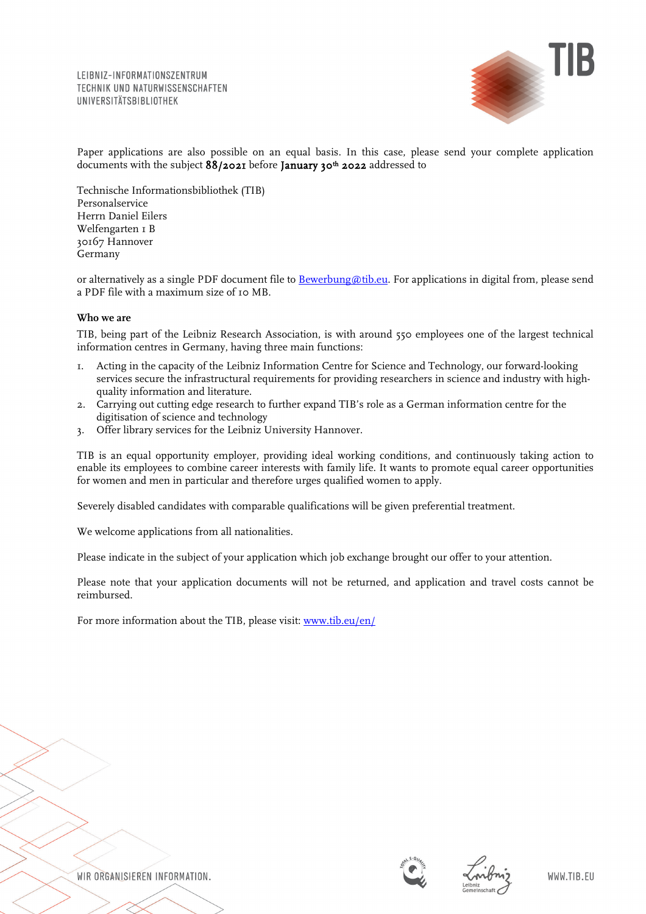Paper applications are also possible on an equal basis. In this case, please send your complete application documents with the subject **88/2021** before **January 30th 2022** addressed to

Technische Informationsbibliothek (TIB)
Personalservice
Herrn Daniel Eilers
Welfengarten 1 B
30167 Hannover
Germany

or alternatively as a single PDF document file to Bewerbung@tib.eu. For applications in digital from, please send a PDF file with a maximum size of 10 MB.

**Who we are**

TIB, being part of the Leibniz Research Association, is with around 550 employees one of the largest technical information centres in Germany, having three main functions:

1. Acting in the capacity of the Leibniz Information Centre for Science and Technology, our forward-looking services secure the infrastructural requirements for providing researchers in science and industry with high-quality information and literature.
2. Carrying out cutting edge research to further expand TIB's role as a German information centre for the digitisation of science and technology
3. Offer library services for the Leibniz University Hannover.

TIB is an equal opportunity employer, providing ideal working conditions, and continuously taking action to enable its employees to combine career interests with family life. It wants to promote equal career opportunities for women and men in particular and therefore urges qualified women to apply.

Severely disabled candidates with comparable qualifications will be given preferential treatment.

We welcome applications from all nationalities.

Please indicate in the subject of your application which job exchange brought our offer to your attention.

Please note that your application documents will not be returned, and application and travel costs cannot be reimbursed.

For more information about the TIB, please visit: www.tib.eu/en/